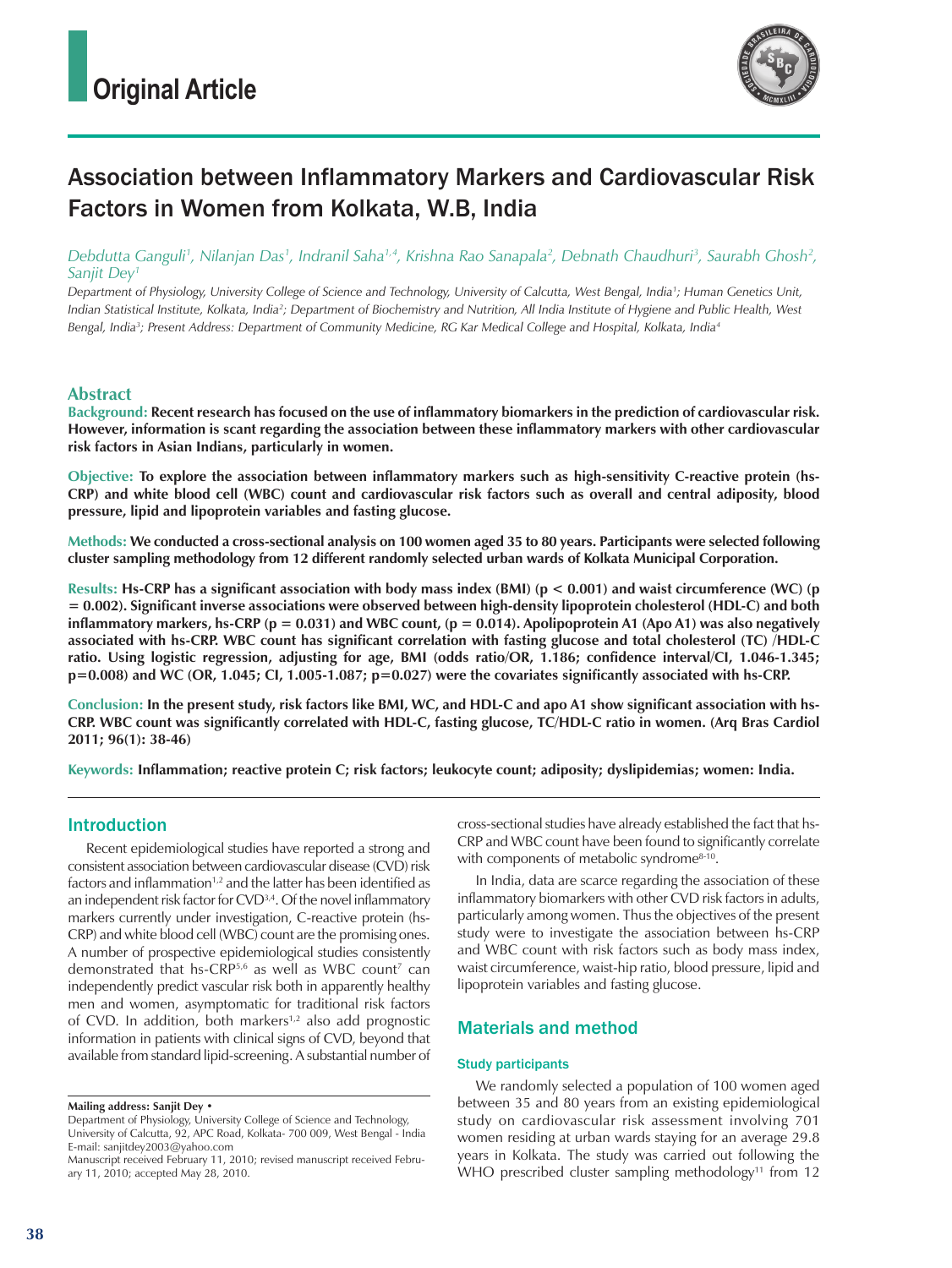Original Article

# Association between Inflammatory Markers and Cardiovascular Risk Factors in Women from Kolkata, W.B, India

*Debdutta Ganguli[1], Nilanjan Das[1], Indranil Saha[1,4], Krishna Rao Sanapala[2], Debnath Chaudhuri[3], Saurabh Ghosh[2], Sanjit Dey[1]*

*Department of Physiology, University College of Science and Technology, University of Calcutta, West Bengal, India[1]; Human Genetics Unit, Indian Statistical Institute, Kolkata, India[2]; Department of Biochemistry and Nutrition, All India Institute of Hygiene and Public Health, West Bengal, India[3]; Present Address: Department of Community Medicine, RG Kar Medical College and Hospital, Kolkata, India[4]*

## Abstract

**Background: Recent research has focused on the use of inflammatory biomarkers in the prediction of cardiovascular risk. However, information is scant regarding the association between these inflammatory markers with other cardiovascular risk factors in Asian Indians, particularly in women.**

**Objective: To explore the association between inflammatory markers such as high-sensitivity C-reactive protein (hs-CRP) and white blood cell (WBC) count and cardiovascular risk factors such as overall and central adiposity, blood pressure, lipid and lipoprotein variables and fasting glucose.**

**Methods: We conducted a cross-sectional analysis on 100 women aged 35 to 80 years. Participants were selected following cluster sampling methodology from 12 different randomly selected urban wards of Kolkata Municipal Corporation.**

**Results: Hs-CRP has a significant association with body mass index (BMI) ($p < 0.001$) and waist circumference (WC) ($p = 0.002$). Significant inverse associations were observed between high-density lipoprotein cholesterol (HDL-C) and both inflammatory markers, hs-CRP ($p = 0.031$) and WBC count, ($p = 0.014$). Apolipoprotein A1 (Apo A1) was also negatively associated with hs-CRP. WBC count has significant correlation with fasting glucose and total cholesterol (TC) /HDL-C ratio. Using logistic regression, adjusting for age, BMI (odds ratio/OR, 1.186; confidence interval/CI, 1.046-1.345; $p=0.008$) and WC (OR, 1.045; CI, 1.005-1.087; $p=0.027$) were the covariates significantly associated with hs-CRP.**

**Conclusion: In the present study, risk factors like BMI, WC, and HDL-C and apo A1 show significant association with hs-CRP. WBC count was significantly correlated with HDL-C, fasting glucose, TC/HDL-C ratio in women. (Arq Bras Cardiol 2011; 96(1): 38-46)**

**Keywords:** **Inflammation; reactive protein C; risk factors; leukocyte count; adiposity; dyslipidemias; women: India.**

## Introduction

Recent epidemiological studies have reported a strong and consistent association between cardiovascular disease (CVD) risk factors and inflammation[1,2] and the latter has been identified as an independent risk factor for CVD[3,4]. Of the novel inflammatory markers currently under investigation, C-reactive protein (hs-CRP) and white blood cell (WBC) count are the promising ones. A number of prospective epidemiological studies consistently demonstrated that hs-CRP[5,6] as well as WBC count[7] can independently predict vascular risk both in apparently healthy men and women, asymptomatic for traditional risk factors of CVD. In addition, both markers[1,2] also add prognostic information in patients with clinical signs of CVD, beyond that available from standard lipid-screening. A substantial number of cross-sectional studies have already established the fact that hs-CRP and WBC count have been found to significantly correlate with components of metabolic syndrome[8-10].

In India, data are scarce regarding the association of these inflammatory biomarkers with other CVD risk factors in adults, particularly among women. Thus the objectives of the present study were to investigate the association between hs-CRP and WBC count with risk factors such as body mass index, waist circumference, waist-hip ratio, blood pressure, lipid and lipoprotein variables and fasting glucose.

## Materials and method

### Study participants

We randomly selected a population of 100 women aged between 35 and 80 years from an existing epidemiological study on cardiovascular risk assessment involving 701 women residing at urban wards staying for an average 29.8 years in Kolkata. The study was carried out following the WHO prescribed cluster sampling methodology[11] from 12

**Mailing address: Sanjit Dey •**
Department of Physiology, University College of Science and Technology, University of Calcutta, 92, APC Road, Kolkata- 700 009, West Bengal - India
E-mail: sanjitdey2003@yahoo.com
Manuscript received February 11, 2010; revised manuscript received February 11, 2010; accepted May 28, 2010.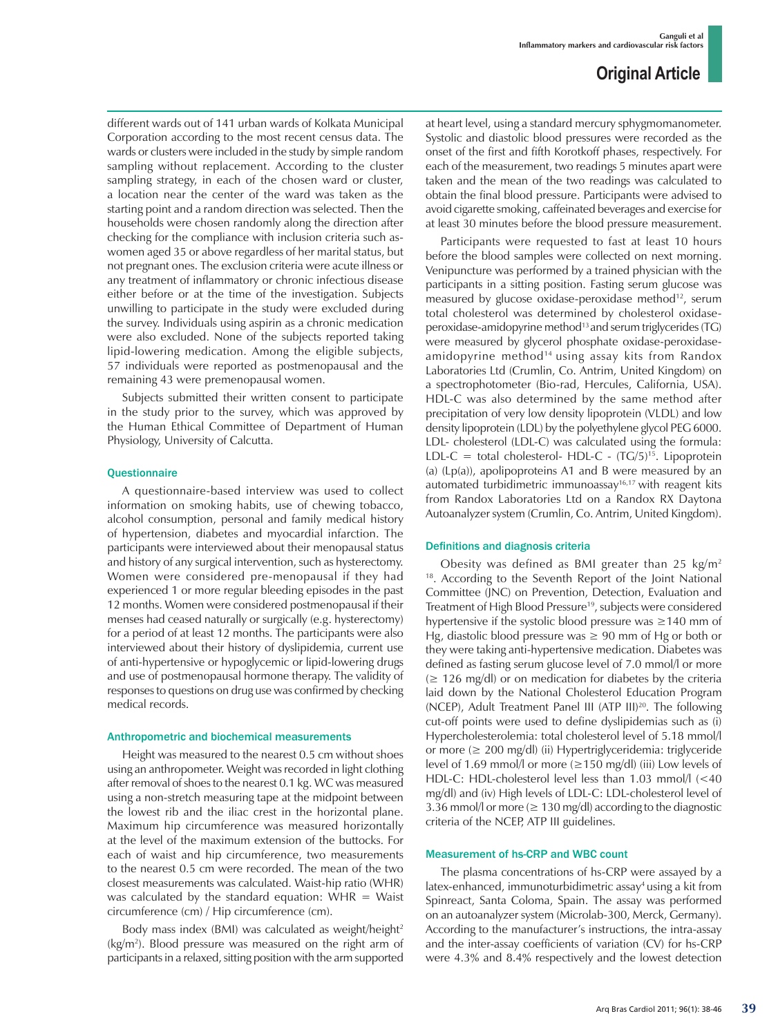different wards out of 141 urban wards of Kolkata Municipal Corporation according to the most recent census data. The wards or clusters were included in the study by simple random sampling without replacement. According to the cluster sampling strategy, in each of the chosen ward or cluster, a location near the center of the ward was taken as the starting point and a random direction was selected. Then the households were chosen randomly along the direction after checking for the compliance with inclusion criteria such as-women aged 35 or above regardless of her marital status, but not pregnant ones. The exclusion criteria were acute illness or any treatment of inflammatory or chronic infectious disease either before or at the time of the investigation. Subjects unwilling to participate in the study were excluded during the survey. Individuals using aspirin as a chronic medication were also excluded. None of the subjects reported taking lipid-lowering medication. Among the eligible subjects, 57 individuals were reported as postmenopausal and the remaining 43 were premenopausal women.

Subjects submitted their written consent to participate in the study prior to the survey, which was approved by the Human Ethical Committee of Department of Human Physiology, University of Calcutta.

### Questionnaire

A questionnaire-based interview was used to collect information on smoking habits, use of chewing tobacco, alcohol consumption, personal and family medical history of hypertension, diabetes and myocardial infarction. The participants were interviewed about their menopausal status and history of any surgical intervention, such as hysterectomy. Women were considered pre-menopausal if they had experienced 1 or more regular bleeding episodes in the past 12 months. Women were considered postmenopausal if their menses had ceased naturally or surgically (e.g. hysterectomy) for a period of at least 12 months. The participants were also interviewed about their history of dyslipidemia, current use of anti-hypertensive or hypoglycemic or lipid-lowering drugs and use of postmenopausal hormone therapy. The validity of responses to questions on drug use was confirmed by checking medical records.

### Anthropometric and biochemical measurements

Height was measured to the nearest 0.5 cm without shoes using an anthropometer. Weight was recorded in light clothing after removal of shoes to the nearest 0.1 kg. WC was measured using a non-stretch measuring tape at the midpoint between the lowest rib and the iliac crest in the horizontal plane. Maximum hip circumference was measured horizontally at the level of the maximum extension of the buttocks. For each of waist and hip circumference, two measurements to the nearest 0.5 cm were recorded. The mean of the two closest measurements was calculated. Waist-hip ratio (WHR) was calculated by the standard equation: WHR = Waist circumference (cm) / Hip circumference (cm).

Body mass index (BMI) was calculated as weight/height$^2$ (kg/m$^2$). Blood pressure was measured on the right arm of participants in a relaxed, sitting position with the arm supported at heart level, using a standard mercury sphygmomanometer. Systolic and diastolic blood pressures were recorded as the onset of the first and fifth Korotkoff phases, respectively. For each of the measurement, two readings 5 minutes apart were taken and the mean of the two readings was calculated to obtain the final blood pressure. Participants were advised to avoid cigarette smoking, caffeinated beverages and exercise for at least 30 minutes before the blood pressure measurement.

Participants were requested to fast at least 10 hours before the blood samples were collected on next morning. Venipuncture was performed by a trained physician with the participants in a sitting position. Fasting serum glucose was measured by glucose oxidase-peroxidase method[12], serum total cholesterol was determined by cholesterol oxidase-peroxidase-amidopyrine method[13] and serum triglycerides (TG) were measured by glycerol phosphate oxidase-peroxidase-amidopyrine method[14] using assay kits from Randox Laboratories Ltd (Crumlin, Co. Antrim, United Kingdom) on a spectrophotometer (Bio-rad, Hercules, California, USA). HDL-C was also determined by the same method after precipitation of very low density lipoprotein (VLDL) and low density lipoprotein (LDL) by the polyethylene glycol PEG 6000. LDL- cholesterol (LDL-C) was calculated using the formula: LDL-C = total cholesterol- HDL-C - (TG/5)[15]. Lipoprotein (a) (Lp(a)), apolipoproteins A1 and B were measured by an automated turbidimetric immunoassay[16,17] with reagent kits from Randox Laboratories Ltd on a Randox RX Daytona Autoanalyzer system (Crumlin, Co. Antrim, United Kingdom).

### Definitions and diagnosis criteria

Obesity was defined as BMI greater than 25 kg/m$^2$ [18]. According to the Seventh Report of the Joint National Committee (JNC) on Prevention, Detection, Evaluation and Treatment of High Blood Pressure[19], subjects were considered hypertensive if the systolic blood pressure was ≥140 mm of Hg, diastolic blood pressure was ≥ 90 mm of Hg or both or they were taking anti-hypertensive medication. Diabetes was defined as fasting serum glucose level of 7.0 mmol/l or more (≥ 126 mg/dl) or on medication for diabetes by the criteria laid down by the National Cholesterol Education Program (NCEP), Adult Treatment Panel III (ATP III)[20]. The following cut-off points were used to define dyslipidemias such as (i) Hypercholesterolemia: total cholesterol level of 5.18 mmol/l or more (≥ 200 mg/dl) (ii) Hypertriglyceridemia: triglyceride level of 1.69 mmol/l or more (≥150 mg/dl) (iii) Low levels of HDL-C: HDL-cholesterol level less than 1.03 mmol/l (<40 mg/dl) and (iv) High levels of LDL-C: LDL-cholesterol level of 3.36 mmol/l or more (≥ 130 mg/dl) according to the diagnostic criteria of the NCEP, ATP III guidelines.

### Measurement of hs-CRP and WBC count

The plasma concentrations of hs-CRP were assayed by a latex-enhanced, immunoturbidimetric assay[4] using a kit from Spinreact, Santa Coloma, Spain. The assay was performed on an autoanalyzer system (Microlab-300, Merck, Germany). According to the manufacturer's instructions, the intra-assay and the inter-assay coefficients of variation (CV) for hs-CRP were 4.3% and 8.4% respectively and the lowest detection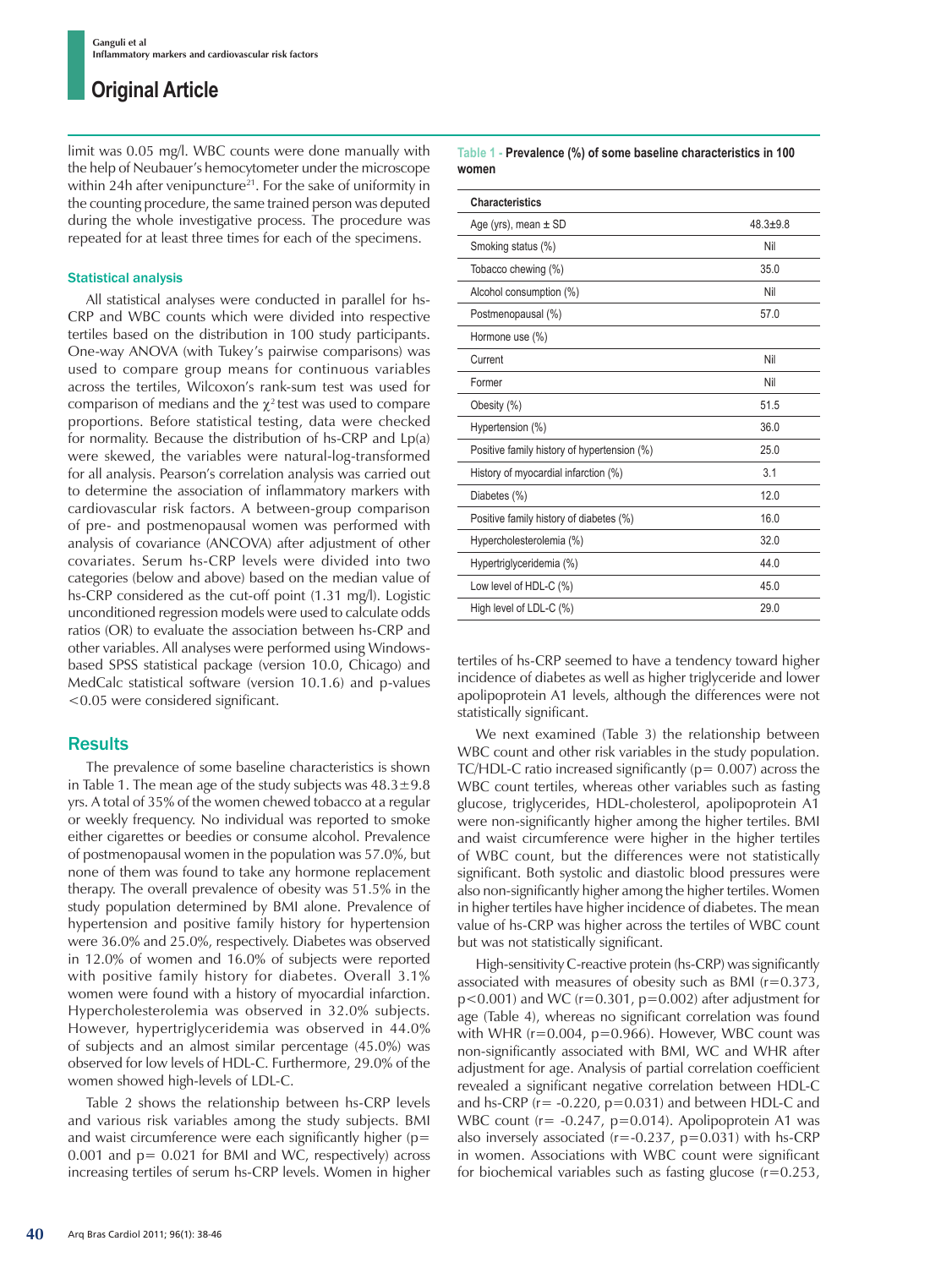limit was 0.05 mg/l. WBC counts were done manually with the help of Neubauer's hemocytometer under the microscope within 24h after venipuncture[21]. For the sake of uniformity in the counting procedure, the same trained person was deputed during the whole investigative process. The procedure was repeated for at least three times for each of the specimens.

### Statistical analysis

All statistical analyses were conducted in parallel for hs-CRP and WBC counts which were divided into respective tertiles based on the distribution in 100 study participants. One-way ANOVA (with Tukey's pairwise comparisons) was used to compare group means for continuous variables across the tertiles, Wilcoxon's rank-sum test was used for comparison of medians and the $\chi^2$ test was used to compare proportions. Before statistical testing, data were checked for normality. Because the distribution of hs-CRP and Lp(a) were skewed, the variables were natural-log-transformed for all analysis. Pearson's correlation analysis was carried out to determine the association of inflammatory markers with cardiovascular risk factors. A between-group comparison of pre- and postmenopausal women was performed with analysis of covariance (ANCOVA) after adjustment of other covariates. Serum hs-CRP levels were divided into two categories (below and above) based on the median value of hs-CRP considered as the cut-off point (1.31 mg/l). Logistic unconditioned regression models were used to calculate odds ratios (OR) to evaluate the association between hs-CRP and other variables. All analyses were performed using Windows-based SPSS statistical package (version 10.0, Chicago) and MedCalc statistical software (version 10.1.6) and p-values <0.05 were considered significant.

## Results

The prevalence of some baseline characteristics is shown in Table 1. The mean age of the study subjects was 48.3±9.8 yrs. A total of 35% of the women chewed tobacco at a regular or weekly frequency. No individual was reported to smoke either cigarettes or beedies or consume alcohol. Prevalence of postmenopausal women in the population was 57.0%, but none of them was found to take any hormone replacement therapy. The overall prevalence of obesity was 51.5% in the study population determined by BMI alone. Prevalence of hypertension and positive family history for hypertension were 36.0% and 25.0%, respectively. Diabetes was observed in 12.0% of women and 16.0% of subjects were reported with positive family history for diabetes. Overall 3.1% women were found with a history of myocardial infarction. Hypercholesterolemia was observed in 32.0% subjects. However, hypertriglyceridemia was observed in 44.0% of subjects and an almost similar percentage (45.0%) was observed for low levels of HDL-C. Furthermore, 29.0% of the women showed high-levels of LDL-C.

Table 2 shows the relationship between hs-CRP levels and various risk variables among the study subjects. BMI and waist circumference were each significantly higher (p= 0.001 and p= 0.021 for BMI and WC, respectively) across increasing tertiles of serum hs-CRP levels. Women in higher tertiles of hs-CRP seemed to have a tendency toward higher incidence of diabetes as well as higher triglyceride and lower apolipoprotein A1 levels, although the differences were not statistically significant.

**Table 1 - Prevalence (%) of some baseline characteristics in 100 women**

| Characteristics | |
|---|---|
| Age (yrs), mean ± SD | 48.3±9.8 |
| Smoking status (%) | Nil |
| Tobacco chewing (%) | 35.0 |
| Alcohol consumption (%) | Nil |
| Postmenopausal (%) | 57.0 |
| Hormone use (%) | |
| Current | Nil |
| Former | Nil |
| Obesity (%) | 51.5 |
| Hypertension (%) | 36.0 |
| Positive family history of hypertension (%) | 25.0 |
| History of myocardial infarction (%) | 3.1 |
| Diabetes (%) | 12.0 |
| Positive family history of diabetes (%) | 16.0 |
| Hypercholesterolemia (%) | 32.0 |
| Hypertriglyceridemia (%) | 44.0 |
| Low level of HDL-C (%) | 45.0 |
| High level of LDL-C (%) | 29.0 |

We next examined (Table 3) the relationship between WBC count and other risk variables in the study population. TC/HDL-C ratio increased significantly (p= 0.007) across the WBC count tertiles, whereas other variables such as fasting glucose, triglycerides, HDL-cholesterol, apolipoprotein A1 were non-significantly higher among the higher tertiles. BMI and waist circumference were higher in the higher tertiles of WBC count, but the differences were not statistically significant. Both systolic and diastolic blood pressures were also non-significantly higher among the higher tertiles. Women in higher tertiles have higher incidence of diabetes. The mean value of hs-CRP was higher across the tertiles of WBC count but was not statistically significant.

High-sensitivity C-reactive protein (hs-CRP) was significantly associated with measures of obesity such as BMI (r=0.373, p<0.001) and WC (r=0.301, p=0.002) after adjustment for age (Table 4), whereas no significant correlation was found with WHR (r=0.004, p=0.966). However, WBC count was non-significantly associated with BMI, WC and WHR after adjustment for age. Analysis of partial correlation coefficient revealed a significant negative correlation between HDL-C and hs-CRP (r= -0.220, p=0.031) and between HDL-C and WBC count (r= -0.247, p=0.014). Apolipoprotein A1 was also inversely associated (r=-0.237, p=0.031) with hs-CRP in women. Associations with WBC count were significant for biochemical variables such as fasting glucose (r=0.253,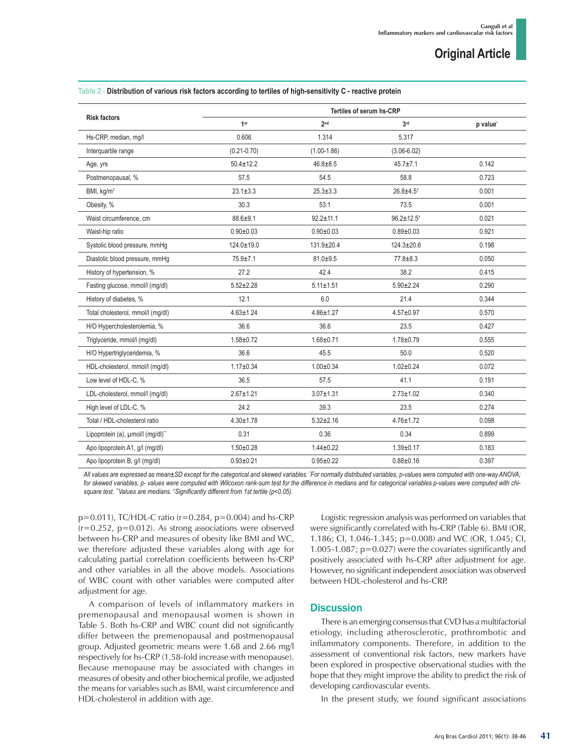**Table 2 - Distribution of various risk factors according to tertiles of high-sensitivity C - reactive protein**

| Risk factors | Tertiles of serum hs-CRP | | | |
|---|---|---|---|---|
| | 1st | 2nd | 3rd | p value* |
| Hs-CRP, median, mg/l | 0.606 | 1.314 | 5.317 | |
| Interquartile range | (0.21-0.70) | (1.00-1.86) | (3.06-6.02) | |
| Age, yrs | 50.4±12.2 | 46.8±8.5 | 45.7±7.1 | 0.142 |
| Postmenopausal, % | 57.5 | 54.5 | 58.8 | 0.723 |
| BMI, kg/m$^2$ | 23.1±3.3 | 25.3±3.3 | 26.8±4.5† | 0.001 |
| Obesity, % | 30.3 | 53.1 | 73.5 | 0.001 |
| Waist circumference, cm | 88.6±9.1 | 92.2±11.1 | 96.2±12.5† | 0.021 |
| Waist-hip ratio | 0.90±0.03 | 0.90±0.03 | 0.89±0.03 | 0.921 |
| Systolic blood pressure, mmHg | 124.0±19.0 | 131.9±20.4 | 124.3±20.6 | 0.198 |
| Diastolic blood pressure, mmHg | 75.9±7.1 | 81.0±9.5 | 77.8±8.3 | 0.050 |
| History of hypertension, % | 27.2 | 42.4 | 38.2 | 0.415 |
| Fasting glucose, mmol/l (mg/dl) | 5.52±2.28 | 5.11±1.51 | 5.90±2.24 | 0.290 |
| History of diabetes, % | 12.1 | 6.0 | 21.4 | 0.344 |
| Total cholesterol, mmol/l (mg/dl) | 4.63±1.24 | 4.86±1.27 | 4.57±0.97 | 0.570 |
| H/O Hypercholesterolemia, % | 36.6 | 36.6 | 23.5 | 0.427 |
| Triglyceride, mmol/l (mg/dl) | 1.58±0.72 | 1.68±0.71 | 1.78±0.79 | 0.555 |
| H/O Hypertriglyceridemia, % | 36.6 | 45.5 | 50.0 | 0.520 |
| HDL-cholesterol, mmol/l (mg/dl) | 1.17±0.34 | 1.00±0.34 | 1.02±0.24 | 0.072 |
| Low level of HDL-C, % | 36.5 | 57.5 | 41.1 | 0.191 |
| LDL-cholesterol, mmol/l (mg/dl) | 2.67±1.21 | 3.07±1.31 | 2.73±1.02 | 0.340 |
| High level of LDL-C, % | 24.2 | 39.3 | 23.5 | 0.274 |
| Total / HDL-cholesterol ratio | 4.30±1.78 | 5.32±2.16 | 4.76±1.72 | 0.098 |
| Lipoprotein (a), µmol/l (mg/dl)** | 0.31 | 0.36 | 0.34 | 0.899 |
| Apo lipoprotein A1, g/l (mg/dl) | 1.50±0.28 | 1.44±0.22 | 1.39±0.17 | 0.183 |
| Apo lipoprotein B, g/l (mg/dl) | 0.93±0.21 | 0.95±0.22 | 0.88±0.16 | 0.397 |

*All values are expressed as mean±SD except for the categorical and skewed variables. *For normally distributed variables, p-values were computed with one-way ANOVA; for skewed variables, p- values were computed with Wilcoxon rank-sum test for the difference in medians and for categorical variables p-values were computed with chi-square test. **Values are medians. †Significantly different from 1st tertile (p<0.05).*

p=0.011), TC/HDL-C ratio (r=0.284, p=0.004) and hs-CRP (r=0.252, p=0.012). As strong associations were observed between hs-CRP and measures of obesity like BMI and WC, we therefore adjusted these variables along with age for calculating partial correlation coefficients between hs-CRP and other variables in all the above models. Associations of WBC count with other variables were computed after adjustment for age.

A comparison of levels of inflammatory markers in premenopausal and menopausal women is shown in Table 5. Both hs-CRP and WBC count did not significantly differ between the premenopausal and postmenopausal group. Adjusted geometric means were 1.68 and 2.66 mg/l respectively for hs-CRP (1.58-fold increase with menopause). Because menopause may be associated with changes in measures of obesity and other biochemical profile, we adjusted the means for variables such as BMI, waist circumference and HDL-cholesterol in addition with age.

Logistic regression analysis was performed on variables that were significantly correlated with hs-CRP (Table 6). BMI (OR, 1.186; CI, 1.046-1.345; p=0.008) and WC (OR, 1.045; CI, 1.005-1.087; p=0.027) were the covariates significantly and positively associated with hs-CRP after adjustment for age. However, no significant independent association was observed between HDL-cholesterol and hs-CRP.

## Discussion

There is an emerging consensus that CVD has a multifactorial etiology, including atherosclerotic, prothrombotic and inflammatory components. Therefore, in addition to the assessment of conventional risk factors, new markers have been explored in prospective observational studies with the hope that they might improve the ability to predict the risk of developing cardiovascular events.

In the present study, we found significant associations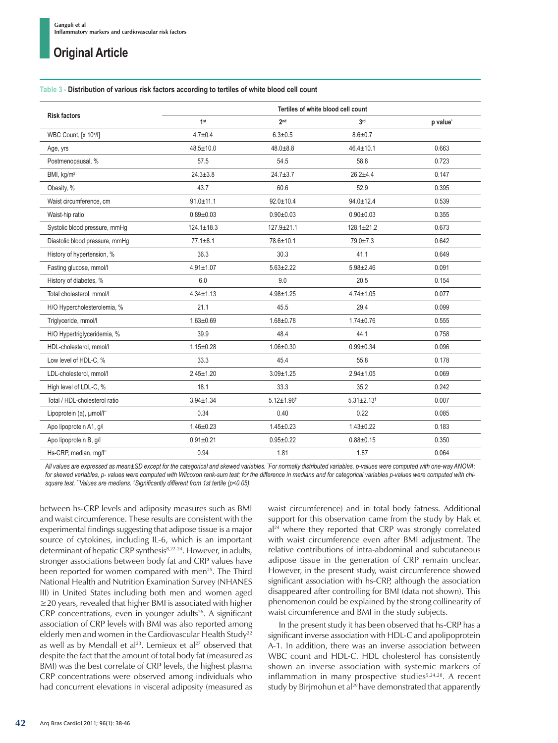**Table 3 - Distribution of various risk factors according to tertiles of white blood cell count**

| Risk factors | Tertiles of white blood cell count | | | |
|---|---|---|---|---|
| | 1st | 2nd | 3rd | p value* |
| WBC Count, [x $10^9$/l] | 4.7±0.4 | 6.3±0.5 | 8.6±0.7 | |
| Age, yrs | 48.5±10.0 | 48.0±8.8 | 46.4±10.1 | 0.663 |
| Postmenopausal, % | 57.5 | 54.5 | 58.8 | 0.723 |
| BMI, kg/m² | 24.3±3.8 | 24.7±3.7 | 26.2±4.4 | 0.147 |
| Obesity, % | 43.7 | 60.6 | 52.9 | 0.395 |
| Waist circumference, cm | 91.0±11.1 | 92.0±10.4 | 94.0±12.4 | 0.539 |
| Waist-hip ratio | 0.89±0.03 | 0.90±0.03 | 0.90±0.03 | 0.355 |
| Systolic blood pressure, mmHg | 124.1±18.3 | 127.9±21.1 | 128.1±21.2 | 0.673 |
| Diastolic blood pressure, mmHg | 77.1±8.1 | 78.6±10.1 | 79.0±7.3 | 0.642 |
| History of hypertension, % | 36.3 | 30.3 | 41.1 | 0.649 |
| Fasting glucose, mmol/l | 4.91±1.07 | 5.63±2.22 | 5.98±2.46 | 0.091 |
| History of diabetes, % | 6.0 | 9.0 | 20.5 | 0.154 |
| Total cholesterol, mmol/l | 4.34±1.13 | 4.98±1.25 | 4.74±1.05 | 0.077 |
| H/O Hypercholesterolemia, % | 21.1 | 45.5 | 29.4 | 0.099 |
| Triglyceride, mmol/l | 1.63±0.69 | 1.68±0.78 | 1.74±0.76 | 0.555 |
| H/O Hypertriglyceridemia, % | 39.9 | 48.4 | 44.1 | 0.758 |
| HDL-cholesterol, mmol/l | 1.15±0.28 | 1.06±0.30 | 0.99±0.34 | 0.096 |
| Low level of HDL-C, % | 33.3 | 45.4 | 55.8 | 0.178 |
| LDL-cholesterol, mmol/l | 2.45±1.20 | 3.09±1.25 | 2.94±1.05 | 0.069 |
| High level of LDL-C, % | 18.1 | 33.3 | 35.2 | 0.242 |
| Total / HDL-cholesterol ratio | 3.94±1.34 | 5.12±1.96† | 5.31±2.13† | 0.007 |
| Lipoprotein (a), μmol/l** | 0.34 | 0.40 | 0.22 | 0.085 |
| Apo lipoprotein A1, g/l | 1.46±0.23 | 1.45±0.23 | 1.43±0.22 | 0.183 |
| Apo lipoprotein B, g/l | 0.91±0.21 | 0.95±0.22 | 0.88±0.15 | 0.350 |
| Hs-CRP, median, mg/l** | 0.94 | 1.81 | 1.87 | 0.064 |

*All values are expressed as mean±SD except for the categorical and skewed variables. \*For normally distributed variables, p-values were computed with one-way ANOVA; for skewed variables, p- values were computed with Wilcoxon rank-sum test; for the difference in medians and for categorical variables p-values were computed with chi-square test. \*\*Values are medians. †Significantly different from 1st tertile (p<0.05).*

between hs-CRP levels and adiposity measures such as BMI and waist circumference. These results are consistent with the experimental findings suggesting that adipose tissue is a major source of cytokines, including IL-6, which is an important determinant of hepatic CRP synthesis[8,22-24]. However, in adults, stronger associations between body fat and CRP values have been reported for women compared with men[25]. The Third National Health and Nutrition Examination Survey (NHANES III) in United States including both men and women aged ≥20 years, revealed that higher BMI is associated with higher CRP concentrations, even in younger adults[26]. A significant association of CRP levels with BMI was also reported among elderly men and women in the Cardiovascular Health Study[22] as well as by Mendall et al[23]. Lemieux et al[27] observed that despite the fact that the amount of total body fat (measured as BMI) was the best correlate of CRP levels, the highest plasma CRP concentrations were observed among individuals who had concurrent elevations in visceral adiposity (measured as waist circumference) and in total body fatness. Additional support for this observation came from the study by Hak et al[24] where they reported that CRP was strongly correlated with waist circumference even after BMI adjustment. The relative contributions of intra-abdominal and subcutaneous adipose tissue in the generation of CRP remain unclear. However, in the present study, waist circumference showed significant association with hs-CRP, although the association disappeared after controlling for BMI (data not shown). This phenomenon could be explained by the strong collinearity of waist circumference and BMI in the study subjects.

In the present study it has been observed that hs-CRP has a significant inverse association with HDL-C and apolipoprotein A-1. In addition, there was an inverse association between WBC count and HDL-C. HDL cholesterol has consistently shown an inverse association with systemic markers of inflammation in many prospective studies[5,24,28]. A recent study by Birjmohun et al[29] have demonstrated that apparently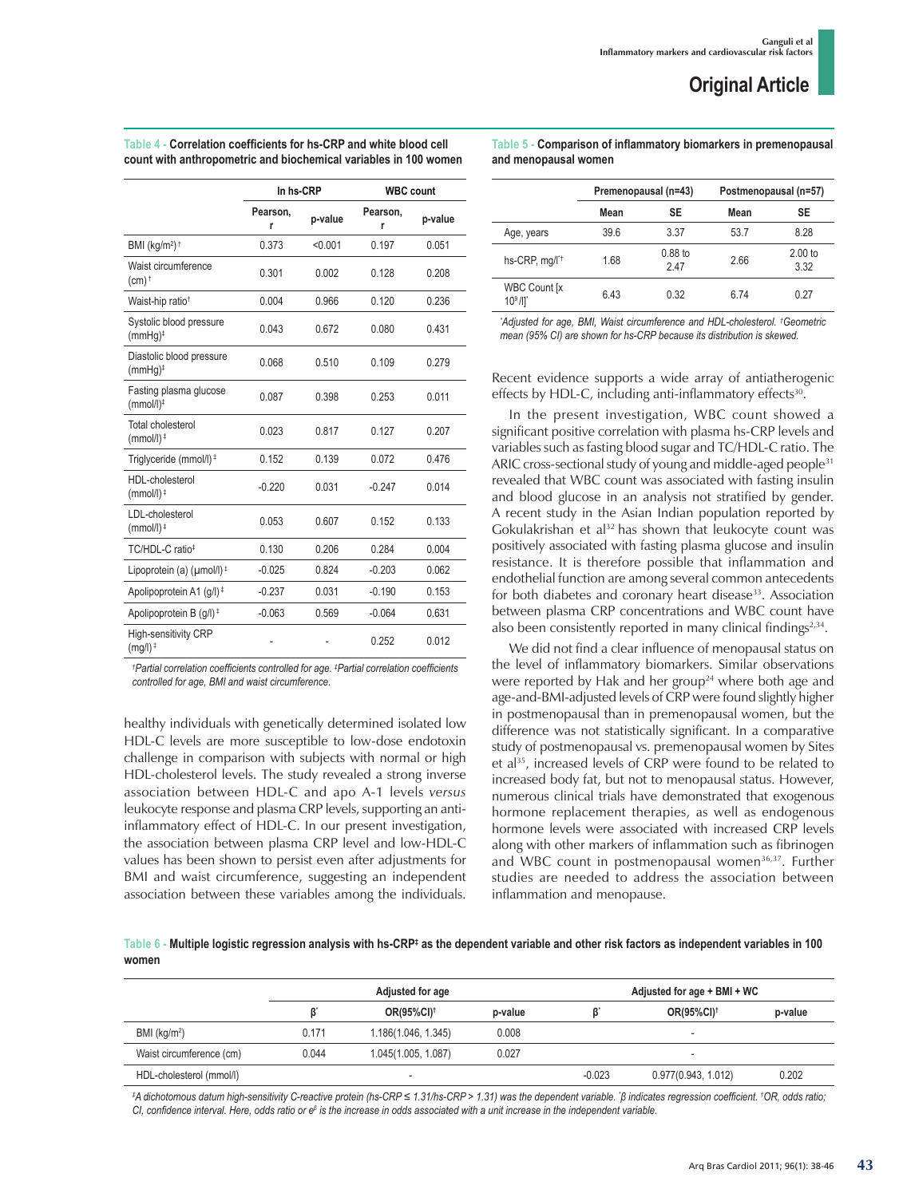**Table 4 - Correlation coefficients for hs-CRP and white blood cell count with anthropometric and biochemical variables in 100 women**

| | ln hs-CRP | | WBC count | |
|---|---|---|---|---|
| | Pearson, r | p-value | Pearson, r | p-value |
| BMI (kg/m²) † | 0.373 | <0.001 | 0.197 | 0.051 |
| Waist circumference (cm) † | 0.301 | 0.002 | 0.128 | 0.208 |
| Waist-hip ratio† | 0.004 | 0.966 | 0.120 | 0.236 |
| Systolic blood pressure (mmHg)‡ | 0.043 | 0.672 | 0.080 | 0.431 |
| Diastolic blood pressure (mmHg)‡ | 0.068 | 0.510 | 0.109 | 0.279 |
| Fasting plasma glucose (mmol/l)‡ | 0.087 | 0.398 | 0.253 | 0.011 |
| Total cholesterol (mmol/l) ‡ | 0.023 | 0.817 | 0.127 | 0.207 |
| Triglyceride (mmol/l) ‡ | 0.152 | 0.139 | 0.072 | 0.476 |
| HDL-cholesterol (mmol/l) ‡ | -0.220 | 0.031 | -0.247 | 0.014 |
| LDL-cholesterol (mmol/l) ‡ | 0.053 | 0.607 | 0.152 | 0.133 |
| TC/HDL-C ratio‡ | 0.130 | 0.206 | 0.284 | 0.004 |
| Lipoprotein (a) (µmol/l) ‡ | -0.025 | 0.824 | -0.203 | 0.062 |
| Apolipoprotein A1 (g/l) ‡ | -0.237 | 0.031 | -0.190 | 0.153 |
| Apolipoprotein B (g/l) ‡ | -0.063 | 0.569 | -0.064 | 0.631 |
| High-sensitivity CRP (mg/l) ‡ | - | - | 0.252 | 0.012 |

*†Partial correlation coefficients controlled for age. ‡Partial correlation coefficients controlled for age, BMI and waist circumference.*

healthy individuals with genetically determined isolated low HDL-C levels are more susceptible to low-dose endotoxin challenge in comparison with subjects with normal or high HDL-cholesterol levels. The study revealed a strong inverse association between HDL-C and apo A-1 levels *versus* leukocyte response and plasma CRP levels, supporting an anti-inflammatory effect of HDL-C. In our present investigation, the association between plasma CRP level and low-HDL-C values has been shown to persist even after adjustments for BMI and waist circumference, suggesting an independent association between these variables among the individuals. Recent evidence supports a wide array of antiatherogenic effects by HDL-C, including anti-inflammatory effects[30].

**Table 5 - Comparison of inflammatory biomarkers in premenopausal and menopausal women**

| | Premenopausal (n=43) | | Postmenopausal (n=57) | |
|---|---|---|---|---|
| | Mean | SE | Mean | SE |
| Age, years | 39.6 | 3.37 | 53.7 | 8.28 |
| hs-CRP, mg/l*† | 1.68 | 0.88 to 2.47 | 2.66 | 2.00 to 3.32 |
| WBC Count [x $10^9$/l]* | 6.43 | 0.32 | 6.74 | 0.27 |

*\*Adjusted for age, BMI, Waist circumference and HDL-cholesterol. †Geometric mean (95% CI) are shown for hs-CRP because its distribution is skewed.*

In the present investigation, WBC count showed a significant positive correlation with plasma hs-CRP levels and variables such as fasting blood sugar and TC/HDL-C ratio. The ARIC cross-sectional study of young and middle-aged people[31] revealed that WBC count was associated with fasting insulin and blood glucose in an analysis not stratified by gender. A recent study in the Asian Indian population reported by Gokulakrishan et al[32] has shown that leukocyte count was positively associated with fasting plasma glucose and insulin resistance. It is therefore possible that inflammation and endothelial function are among several common antecedents for both diabetes and coronary heart disease[33]. Association between plasma CRP concentrations and WBC count have also been consistently reported in many clinical findings[2,34].

We did not find a clear influence of menopausal status on the level of inflammatory biomarkers. Similar observations were reported by Hak and her group[24] where both age and age-and-BMI-adjusted levels of CRP were found slightly higher in postmenopausal than in premenopausal women, but the difference was not statistically significant. In a comparative study of postmenopausal vs. premenopausal women by Sites et al[35], increased levels of CRP were found to be related to increased body fat, but not to menopausal status. However, numerous clinical trials have demonstrated that exogenous hormone replacement therapies, as well as endogenous hormone levels were associated with increased CRP levels along with other markers of inflammation such as fibrinogen and WBC count in postmenopausal women[36,37]. Further studies are needed to address the association between inflammation and menopause.

**Table 6 - Multiple logistic regression analysis with hs-CRP‡ as the dependent variable and other risk factors as independent variables in 100 women**

| | Adjusted for age | | | Adjusted for age + BMI + WC | | |
|---|---|---|---|---|---|---|
| | β* | OR(95%CI)† | p-value | β* | OR(95%CI)† | p-value |
| BMI (kg/m²) | 0.171 | 1.186(1.046, 1.345) | 0.008 | | - | |
| Waist circumference (cm) | 0.044 | 1.045(1.005, 1.087) | 0.027 | | - | |
| HDL-cholesterol (mmol/l) | | - | | -0.023 | 0.977(0.943, 1.012) | 0.202 |

*‡A dichotomous datum high-sensitivity C-reactive protein (hs-CRP ≤ 1.31/hs-CRP > 1.31) was the dependent variable. \*β indicates regression coefficient. †OR, odds ratio; CI, confidence interval. Here, odds ratio or $e^{\beta}$ is the increase in odds associated with a unit increase in the independent variable.*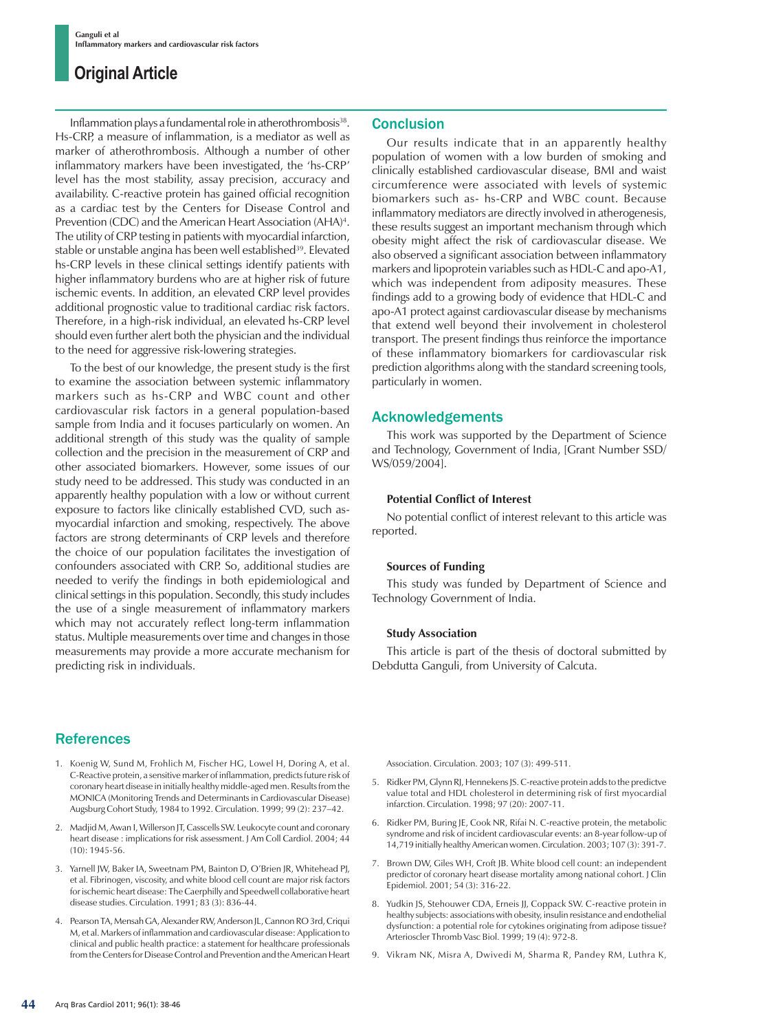Inflammation plays a fundamental role in atherothrombosis[38]. Hs-CRP, a measure of inflammation, is a mediator as well as marker of atherothrombosis. Although a number of other inflammatory markers have been investigated, the 'hs-CRP' level has the most stability, assay precision, accuracy and availability. C-reactive protein has gained official recognition as a cardiac test by the Centers for Disease Control and Prevention (CDC) and the American Heart Association (AHA)[4]. The utility of CRP testing in patients with myocardial infarction, stable or unstable angina has been well established[39]. Elevated hs-CRP levels in these clinical settings identify patients with higher inflammatory burdens who are at higher risk of future ischemic events. In addition, an elevated CRP level provides additional prognostic value to traditional cardiac risk factors. Therefore, in a high-risk individual, an elevated hs-CRP level should even further alert both the physician and the individual to the need for aggressive risk-lowering strategies.

To the best of our knowledge, the present study is the first to examine the association between systemic inflammatory markers such as hs-CRP and WBC count and other cardiovascular risk factors in a general population-based sample from India and it focuses particularly on women. An additional strength of this study was the quality of sample collection and the precision in the measurement of CRP and other associated biomarkers. However, some issues of our study need to be addressed. This study was conducted in an apparently healthy population with a low or without current exposure to factors like clinically established CVD, such as- myocardial infarction and smoking, respectively. The above factors are strong determinants of CRP levels and therefore the choice of our population facilitates the investigation of confounders associated with CRP. So, additional studies are needed to verify the findings in both epidemiological and clinical settings in this population. Secondly, this study includes the use of a single measurement of inflammatory markers which may not accurately reflect long-term inflammation status. Multiple measurements over time and changes in those measurements may provide a more accurate mechanism for predicting risk in individuals.

## Conclusion

Our results indicate that in an apparently healthy population of women with a low burden of smoking and clinically established cardiovascular disease, BMI and waist circumference were associated with levels of systemic biomarkers such as- hs-CRP and WBC count. Because inflammatory mediators are directly involved in atherogenesis, these results suggest an important mechanism through which obesity might affect the risk of cardiovascular disease. We also observed a significant association between inflammatory markers and lipoprotein variables such as HDL-C and apo-A1, which was independent from adiposity measures. These findings add to a growing body of evidence that HDL-C and apo-A1 protect against cardiovascular disease by mechanisms that extend well beyond their involvement in cholesterol transport. The present findings thus reinforce the importance of these inflammatory biomarkers for cardiovascular risk prediction algorithms along with the standard screening tools, particularly in women.

## Acknowledgements

This work was supported by the Department of Science and Technology, Government of India, [Grant Number SSD/WS/059/2004].

### Potential Conflict of Interest

No potential conflict of interest relevant to this article was reported.

### Sources of Funding

This study was funded by Department of Science and Technology Government of India.

### Study Association

This article is part of the thesis of doctoral submitted by Debdutta Ganguli, from University of Calcuta.

## References

1. Koenig W, Sund M, Frohlich M, Fischer HG, Lowel H, Doring A, et al. C-Reactive protein, a sensitive marker of inflammation, predicts future risk of coronary heart disease in initially healthy middle-aged men. Results from the MONICA (Monitoring Trends and Determinants in Cardiovascular Disease) Augsburg Cohort Study, 1984 to 1992. Circulation. 1999; 99 (2): 237–42.

2. Madjid M, Awan I, Willerson JT, Casscells SW. Leukocyte count and coronary heart disease : implications for risk assessment. J Am Coll Cardiol. 2004; 44 (10): 1945-56.

3. Yarnell JW, Baker IA, Sweetnam PM, Bainton D, O'Brien JR, Whitehead PJ, et al. Fibrinogen, viscosity, and white blood cell count are major risk factors for ischemic heart disease: The Caerphilly and Speedwell collaborative heart disease studies. Circulation. 1991; 83 (3): 836-44.

4. Pearson TA, Mensah GA, Alexander RW, Anderson JL, Cannon RO 3rd, Criqui M, et al. Markers of inflammation and cardiovascular disease: Application to clinical and public health practice: a statement for healthcare professionals from the Centers for Disease Control and Prevention and the American Heart Association. Circulation. 2003; 107 (3): 499-511.

5. Ridker PM, Glynn RJ, Hennekens JS. C-reactive protein adds to the predictve value total and HDL cholesterol in determining risk of first myocardial infarction. Circulation. 1998; 97 (20): 2007-11.

6. Ridker PM, Buring JE, Cook NR, Rifai N. C-reactive protein, the metabolic syndrome and risk of incident cardiovascular events: an 8-year follow-up of 14,719 initially healthy American women. Circulation. 2003; 107 (3): 391-7.

7. Brown DW, Giles WH, Croft JB. White blood cell count: an independent predictor of coronary heart disease mortality among national cohort. J Clin Epidemiol. 2001; 54 (3): 316-22.

8. Yudkin JS, Stehouwer CDA, Erneis JJ, Coppack SW. C-reactive protein in healthy subjects: associations with obesity, insulin resistance and endothelial dysfunction: a potential role for cytokines originating from adipose tissue? Arterioscler Thromb Vasc Biol. 1999; 19 (4): 972-8.

9. Vikram NK, Misra A, Dwivedi M, Sharma R, Pandey RM, Luthra K,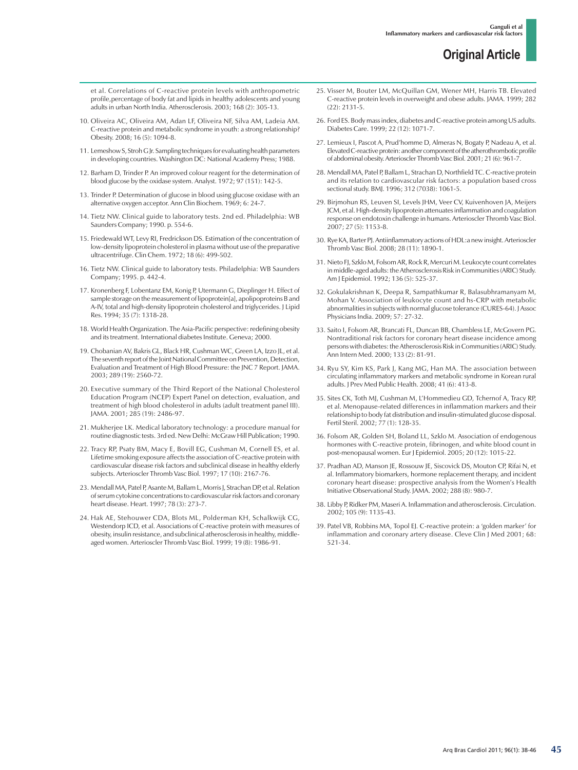et al. Correlations of C-reactive protein levels with anthropometric profile,percentage of body fat and lipids in healthy adolescents and young adults in urban North India. Atherosclerosis. 2003; 168 (2): 305-13.

10. Oliveira AC, Oliveira AM, Adan LF, Oliveira NF, Silva AM, Ladeia AM. C-reactive protein and metabolic syndrome in youth: a strong relationship? Obesity. 2008; 16 (5): 1094-8.

11. Lemeshow S, Stroh G Jr. Sampling techniques for evaluating health parameters in developing countries. Washington DC: National Academy Press; 1988.

12. Barham D, Trinder P. An improved colour reagent for the determination of blood glucose by the oxidase system. Analyst. 1972; 97 (151): 142-5.

13. Trinder P. Determination of glucose in blood using glucose oxidase with an alternative oxygen acceptor. Ann Clin Biochem. 1969; 6: 24-7.

14. Tietz NW. Clinical guide to laboratory tests. 2nd ed. Philadelphia: WB Saunders Company; 1990. p. 554-6.

15. Friedewald WT, Levy RI, Fredrickson DS. Estimation of the concentration of low-density lipoprotein cholesterol in plasma without use of the preparative ultracentrifuge. Clin Chem. 1972; 18 (6): 499-502.

16. Tietz NW. Clinical guide to laboratory tests. Philadelphia: WB Saunders Company; 1995. p. 442-4.

17. Kronenberg F, Lobentanz EM, Konig P, Utermann G, Dieplinger H. Effect of sample storage on the measurement of lipoprotein[a], apolipoproteins B and A-IV, total and high-density lipoprotein cholesterol and triglycerides. J Lipid Res. 1994; 35 (7): 1318-28.

18. World Health Organization. The Asia-Pacific perspective: redefining obesity and its treatment. International diabetes Institute. Geneva; 2000.

19. Chobanian AV, Bakris GL, Black HR, Cushman WC, Green LA, Izzo JL, et al. The seventh report of the Joint National Committee on Prevention, Detection, Evaluation and Treatment of High Blood Pressure: the JNC 7 Report. JAMA. 2003; 289 (19): 2560-72.

20. Executive summary of the Third Report of the National Cholesterol Education Program (NCEP) Expert Panel on detection, evaluation, and treatment of high blood cholesterol in adults (adult treatment panel III). JAMA. 2001; 285 (19): 2486-97.

21. Mukherjee LK. Medical laboratory technology: a procedure manual for routine diagnostic tests. 3rd ed. New Delhi: McGraw Hill Publication; 1990.

22. Tracy RP, Psaty BM, Macy E, Bovill EG, Cushman M, Cornell ES, et al. Lifetime smoking exposure affects the association of C-reactive protein with cardiovascular disease risk factors and subclinical disease in healthy elderly subjects. Arterioscler Thromb Vasc Biol. 1997; 17 (10): 2167-76.

23. Mendall MA, Patel P, Asante M, Ballam L, Morris J, Strachan DP, et al. Relation of serum cytokine concentrations to cardiovascular risk factors and coronary heart disease. Heart. 1997; 78 (3): 273-7.

24. Hak AE, Stehouwer CDA, Blots ML, Polderman KH, Schalkwijk CG, Westendorp ICD, et al. Associations of C-reactive protein with measures of obesity, insulin resistance, and subclinical atherosclerosis in healthy, middle-aged women. Arterioscler Thromb Vasc Biol. 1999; 19 (8): 1986-91.

25. Visser M, Bouter LM, McQuillan GM, Wener MH, Harris TB. Elevated C-reactive protein levels in overweight and obese adults. JAMA. 1999; 282 (22): 2131-5.

26. Ford ES. Body mass index, diabetes and C-reactive protein among US adults. Diabetes Care. 1999; 22 (12): 1071-7.

27. Lemieux I, Pascot A, Prud'homme D, Almeras N, Bogaty P, Nadeau A, et al. Elevated C-reactive protein: another component of the atherothrombotic profile of abdominal obesity. Arterioscler Thromb Vasc Biol. 2001; 21 (6): 961-7.

28. Mendall MA, Patel P, Ballam L, Strachan D, Northfield TC. C-reactive protein and its relation to cardiovascular risk factors: a population based cross sectional study. BMJ. 1996; 312 (7038): 1061-5.

29. Birjmohun RS, Leuven SI, Levels JHM, Veer CV, Kuivenhoven JA, Meijers JCM, et al. High-density lipoprotein attenuates inflammation and coagulation response on endotoxin challenge in humans. Arterioscler Thromb Vasc Biol. 2007; 27 (5): 1153-8.

30. Rye KA, Barter PJ. Antiinflammatory actions of HDL: a new insight. Arterioscler Thromb Vasc Biol. 2008; 28 (11): 1890-1.

31. Nieto FJ, Szklo M, Folsom AR, Rock R, Mercuri M. Leukocyte count correlates in middle-aged adults: the Atherosclerosis Risk in Communities (ARIC) Study. Am J Epidemiol. 1992; 136 (5): 525-37.

32. Gokulakrishnan K, Deepa R, Sampathkumar R, Balasubhramanyam M, Mohan V. Association of leukocyte count and hs-CRP with metabolic abnormalities in subjects with normal glucose tolerance (CURES-64). J Assoc Physicians India. 2009; 57: 27-32.

33. Saito I, Folsom AR, Brancati FL, Duncan BB, Chambless LE, McGovern PG. Nontraditional risk factors for coronary heart disease incidence among persons with diabetes: the Atherosclerosis Risk in Communities (ARIC) Study. Ann Intern Med. 2000; 133 (2): 81-91.

34. Ryu SY, Kim KS, Park J, Kang MG, Han MA. The association between circulating inflammatory markers and metabolic syndrome in Korean rural adults. J Prev Med Public Health. 2008; 41 (6): 413-8.

35. Sites CK, Toth MJ, Cushman M, L'Hommedieu GD, Tchernof A, Tracy RP, et al. Menopause-related differences in inflammation markers and their relationship to body fat distribution and insulin-stimulated glucose disposal. Fertil Steril. 2002; 77 (1): 128-35.

36. Folsom AR, Golden SH, Boland LL, Szklo M. Association of endogenous hormones with C-reactive protein, fibrinogen, and white blood count in post-menopausal women. Eur J Epidemiol. 2005; 20 (12): 1015-22.

37. Pradhan AD, Manson JE, Rossouw JE, Siscovick DS, Mouton CP, Rifai N, et al. Inflammatory biomarkers, hormone replacement therapy, and incident coronary heart disease: prospective analysis from the Women's Health Initiative Observational Study. JAMA. 2002; 288 (8): 980-7.

38. Libby P, Ridker PM, Maseri A. Inflammation and atherosclerosis. Circulation. 2002; 105 (9): 1135-43.

39. Patel VB, Robbins MA, Topol EJ. C-reactive protein: a 'golden marker' for inflammation and coronary artery disease. Cleve Clin J Med 2001; 68: 521-34.